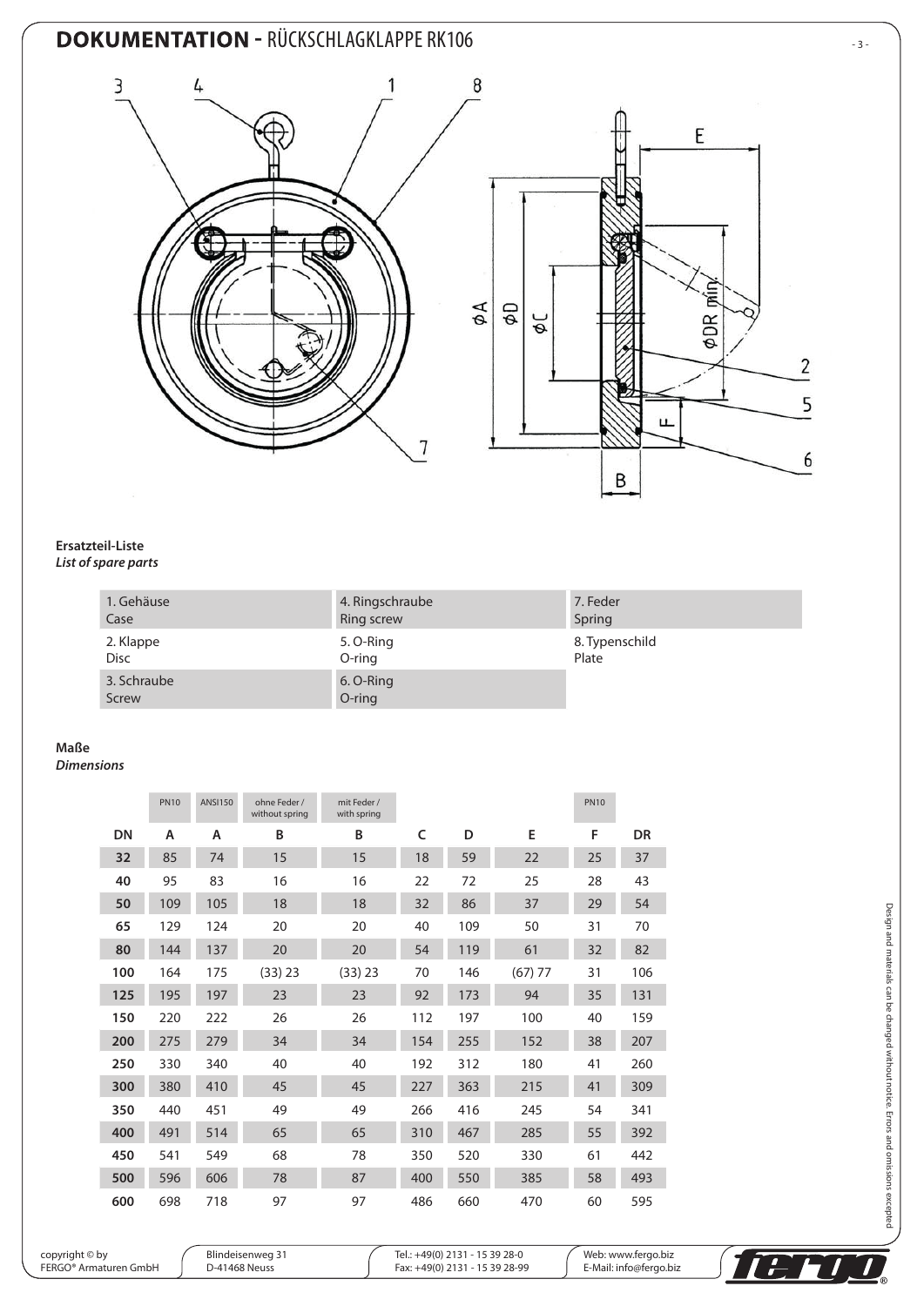# DOKUMENTATION - RÜCKSCHLAGKLAPPE RK106

**Ersatzteil-Liste**
***List of spare parts***

| | | |
|---|---|---|
| 1. Gehäuse<br>Case | 4. Ringschraube<br>Ring screw | 7. Feder<br>Spring |
| 2. Klappe<br>Disc | 5. O-Ring<br>O-ring | 8. Typenschild<br>Plate |
| 3. Schraube<br>Screw | 6. O-Ring<br>O-ring | |

**Maße**
***Dimensions***

| | PN10 | ANSI150 | ohne Feder / without spring | mit Feder / with spring | | | | PN10 | |
|---|---|---|---|---|---|---|---|---|---|
| **DN** | **A** | **A** | **B** | **B** | **C** | **D** | **E** | **F** | **DR** |
| **32** | 85 | 74 | 15 | 15 | 18 | 59 | 22 | 25 | 37 |
| **40** | 95 | 83 | 16 | 16 | 22 | 72 | 25 | 28 | 43 |
| **50** | 109 | 105 | 18 | 18 | 32 | 86 | 37 | 29 | 54 |
| **65** | 129 | 124 | 20 | 20 | 40 | 109 | 50 | 31 | 70 |
| **80** | 144 | 137 | 20 | 20 | 54 | 119 | 61 | 32 | 82 |
| **100** | 164 | 175 | (33) 23 | (33) 23 | 70 | 146 | (67) 77 | 31 | 106 |
| **125** | 195 | 197 | 23 | 23 | 92 | 173 | 94 | 35 | 131 |
| **150** | 220 | 222 | 26 | 26 | 112 | 197 | 100 | 40 | 159 |
| **200** | 275 | 279 | 34 | 34 | 154 | 255 | 152 | 38 | 207 |
| **250** | 330 | 340 | 40 | 40 | 192 | 312 | 180 | 41 | 260 |
| **300** | 380 | 410 | 45 | 45 | 227 | 363 | 215 | 41 | 309 |
| **350** | 440 | 451 | 49 | 49 | 266 | 416 | 245 | 54 | 341 |
| **400** | 491 | 514 | 65 | 65 | 310 | 467 | 285 | 55 | 392 |
| **450** | 541 | 549 | 68 | 78 | 350 | 520 | 330 | 61 | 442 |
| **500** | 596 | 606 | 78 | 87 | 400 | 550 | 385 | 58 | 493 |
| **600** | 698 | 718 | 97 | 97 | 486 | 660 | 470 | 60 | 595 |

Design and materials can be changed without notice. Errors and omissions excepted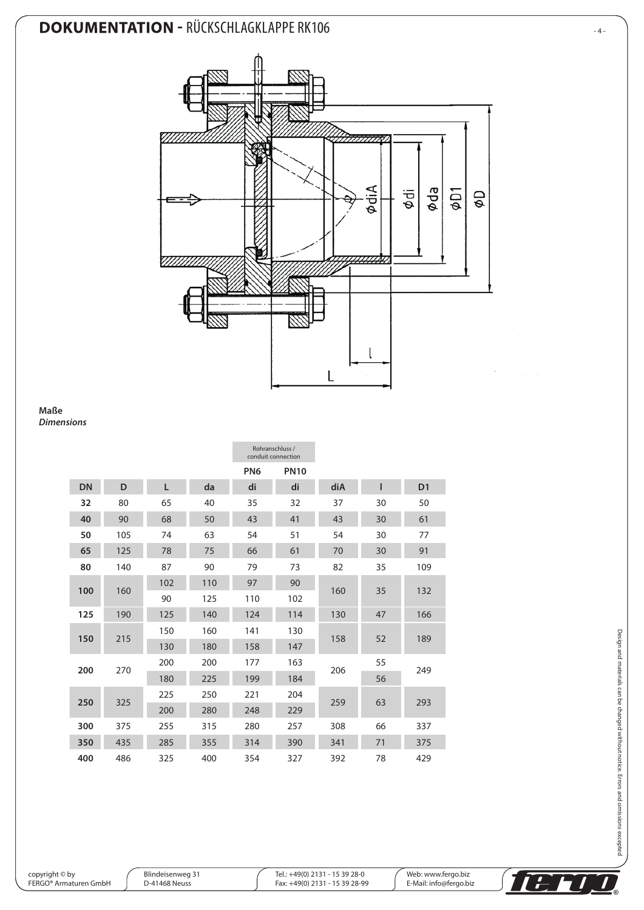# DOKUMENTATION - RÜCKSCHLAGKLAPPE RK106

**Maße**
***Dimensions***

| | | | | Rohranschluss / conduit connection | | | | |
|---|---|---|---|---|---|---|---|---|
| | | | | PN6 | PN10 | | | |
| **DN** | **D** | **L** | **da** | **di** | **di** | **diA** | **l** | **D1** |
| **32** | 80 | 65 | 40 | 35 | 32 | 37 | 30 | 50 |
| **40** | 90 | 68 | 50 | 43 | 41 | 43 | 30 | 61 |
| **50** | 105 | 74 | 63 | 54 | 51 | 54 | 30 | 77 |
| **65** | 125 | 78 | 75 | 66 | 61 | 70 | 30 | 91 |
| **80** | 140 | 87 | 90 | 79 | 73 | 82 | 35 | 109 |
| **100** | 160 | 102 | 110 | 97 | 90 | 160 | 35 | 132 |
| | | 90 | 125 | 110 | 102 | | | |
| **125** | 190 | 125 | 140 | 124 | 114 | 130 | 47 | 166 |
| **150** | 215 | 150 | 160 | 141 | 130 | 158 | 52 | 189 |
| | | 130 | 180 | 158 | 147 | | | |
| **200** | 270 | 200 | 200 | 177 | 163 | 206 | 55 | 249 |
| | | 180 | 225 | 199 | 184 | | 56 | |
| **250** | 325 | 225 | 250 | 221 | 204 | 259 | 63 | 293 |
| | | 200 | 280 | 248 | 229 | | | |
| **300** | 375 | 255 | 315 | 280 | 257 | 308 | 66 | 337 |
| **350** | 435 | 285 | 355 | 314 | 390 | 341 | 71 | 375 |
| **400** | 486 | 325 | 400 | 354 | 327 | 392 | 78 | 429 |

Design and materials can be changed without notice. Errors and omissions excepted

copyright © by FERGO® Armaturen GmbH | Blindeisenweg 31 D-41468 Neuss | Tel.: +49(0) 2131 - 15 39 28-0 Fax: +49(0) 2131 - 15 39 28-99 | Web: www.fergo.biz E-Mail: info@fergo.biz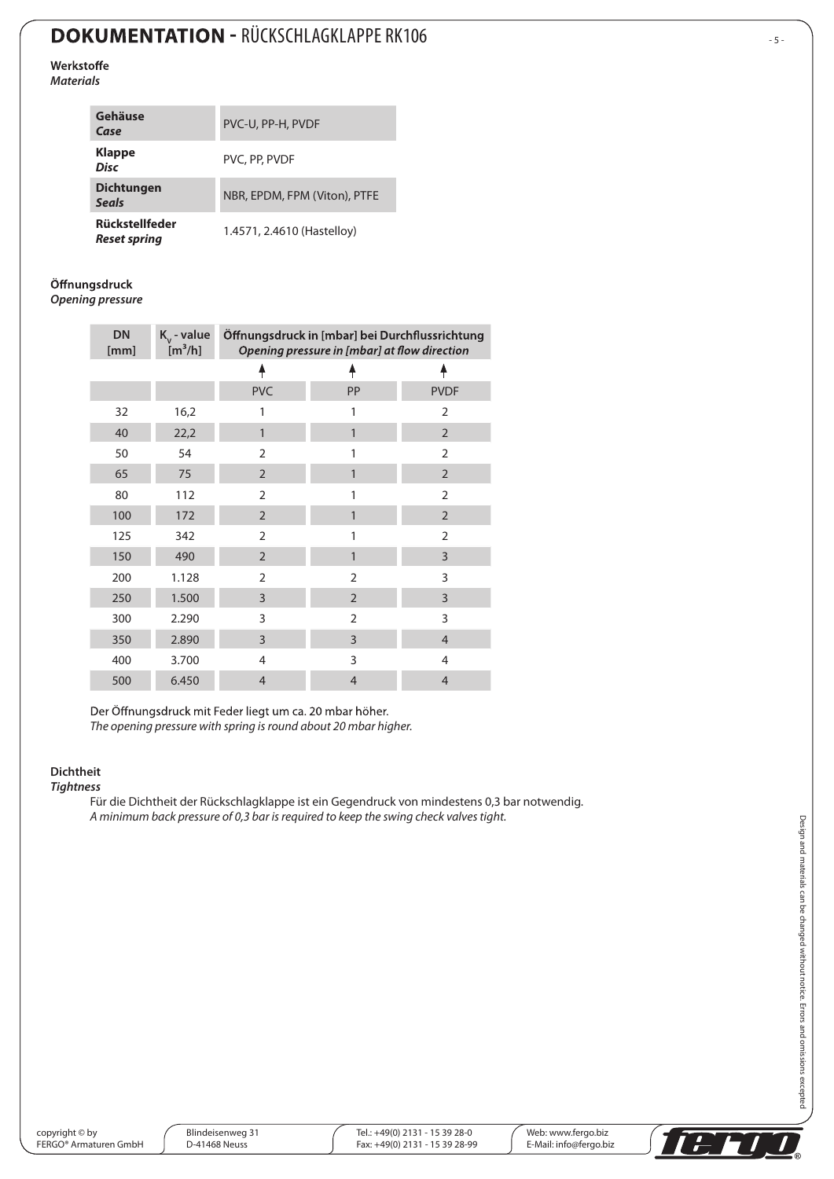# DOKUMENTATION - RÜCKSCHLAGKLAPPE RK106

**Werkstoffe**
***Materials***

| | |
|---|---|
| **Gehäuse** ***Case*** | PVC-U, PP-H, PVDF |
| **Klappe** ***Disc*** | PVC, PP, PVDF |
| **Dichtungen** ***Seals*** | NBR, EPDM, FPM (Viton), PTFE |
| **Rückstellfeder** ***Reset spring*** | 1.4571, 2.4610 (Hastelloy) |

**Öffnungsdruck**
***Opening pressure***

| DN [mm] | $K_v$ - value [$m^3/h$] | Öffnungsdruck in [mbar] bei Durchflussrichtung *Opening pressure in [mbar] at flow direction* ↑ | | |
|---|---|---|---|---|
| | | PVC | PP | PVDF |
| 32 | 16,2 | 1 | 1 | 2 |
| 40 | 22,2 | 1 | 1 | 2 |
| 50 | 54 | 2 | 1 | 2 |
| 65 | 75 | 2 | 1 | 2 |
| 80 | 112 | 2 | 1 | 2 |
| 100 | 172 | 2 | 1 | 2 |
| 125 | 342 | 2 | 1 | 2 |
| 150 | 490 | 2 | 1 | 3 |
| 200 | 1.128 | 2 | 2 | 3 |
| 250 | 1.500 | 3 | 2 | 3 |
| 300 | 2.290 | 3 | 2 | 3 |
| 350 | 2.890 | 3 | 3 | 4 |
| 400 | 3.700 | 4 | 3 | 4 |
| 500 | 6.450 | 4 | 4 | 4 |

Der Öffnungsdruck mit Feder liegt um ca. 20 mbar höher.
*The opening pressure with spring is round about 20 mbar higher.*

**Dichtheit**
***Tightness***

Für die Dichtheit der Rückschlagklappe ist ein Gegendruck von mindestens 0,3 bar notwendig.
*A minimum back pressure of 0,3 bar is required to keep the swing check valves tight.*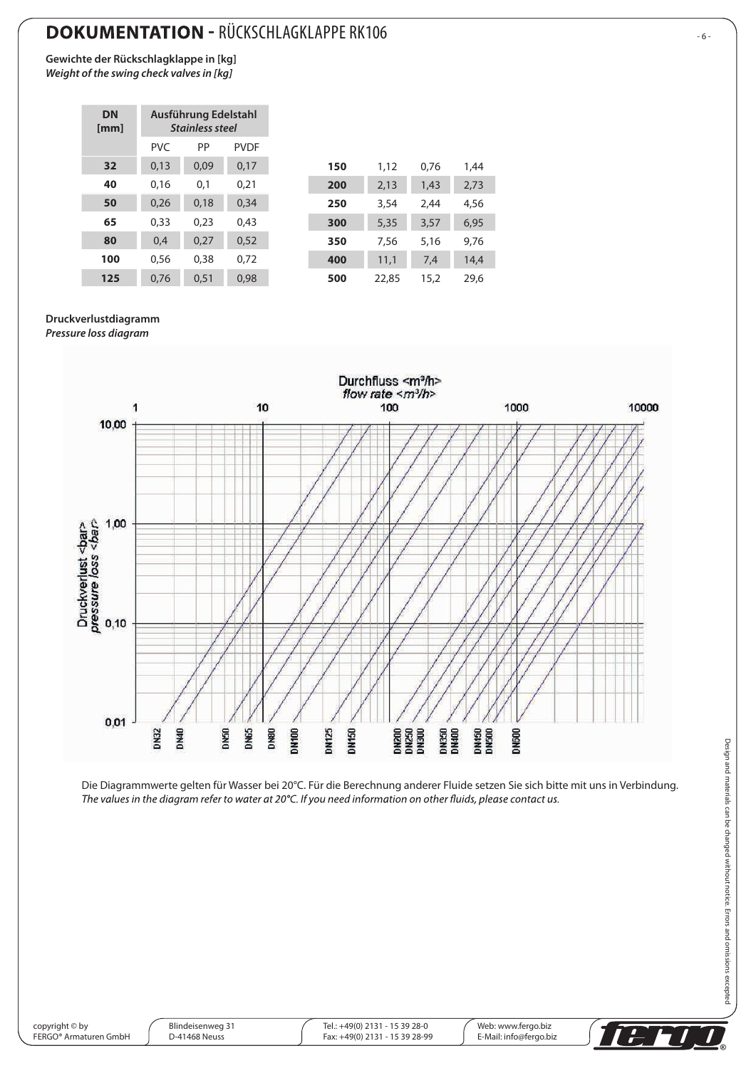# DOKUMENTATION - RÜCKSCHLAGKLAPPE RK106

**Gewichte der Rückschlagklappe in [kg]**
***Weight of the swing check valves in [kg]***

| DN [mm] | Ausführung Edelstahl *Stainless steel* | | |
|---|---|---|---|
| | PVC | PP | PVDF |
| **32** | 0,13 | 0,09 | 0,17 |
| **40** | 0,16 | 0,1 | 0,21 |
| **50** | 0,26 | 0,18 | 0,34 |
| **65** | 0,33 | 0,23 | 0,43 |
| **80** | 0,4 | 0,27 | 0,52 |
| **100** | 0,56 | 0,38 | 0,72 |
| **125** | 0,76 | 0,51 | 0,98 |
| **150** | 1,12 | 0,76 | 1,44 |
| **200** | 2,13 | 1,43 | 2,73 |
| **250** | 3,54 | 2,44 | 4,56 |
| **300** | 5,35 | 3,57 | 6,95 |
| **350** | 7,56 | 5,16 | 9,76 |
| **400** | 11,1 | 7,4 | 14,4 |
| **500** | 22,85 | 15,2 | 29,6 |

**Druckverlustdiagramm**
***Pressure loss diagram***

Durchfluss <m³/h>
*flow rate <m³/h>*
1
10
100
1000
10000

Druckverlust <bar>
*pressure loss <bar>*
10,00
1,00
0,10
0,01

DN32
DN40
DN50
DN65
DN80
DN100
DN125
DN150
DN200
DN250
DN300
DN350
DN400
DN450
DN500
DN600

Die Diagrammwerte gelten für Wasser bei 20°C. Für die Berechnung anderer Fluide setzen Sie sich bitte mit uns in Verbindung.
*The values in the diagram refer to water at 20°C. If you need information on other fluids, please contact us.*

Design and materials can be changed without notice. Errors and omissions excepted

copyright © by FERGO® Armaturen GmbH | Blindeisenweg 31 D-41468 Neuss | Tel.: +49(0) 2131 - 15 39 28-0 Fax: +49(0) 2131 - 15 39 28-99 | Web: www.fergo.biz E-Mail: info@fergo.biz